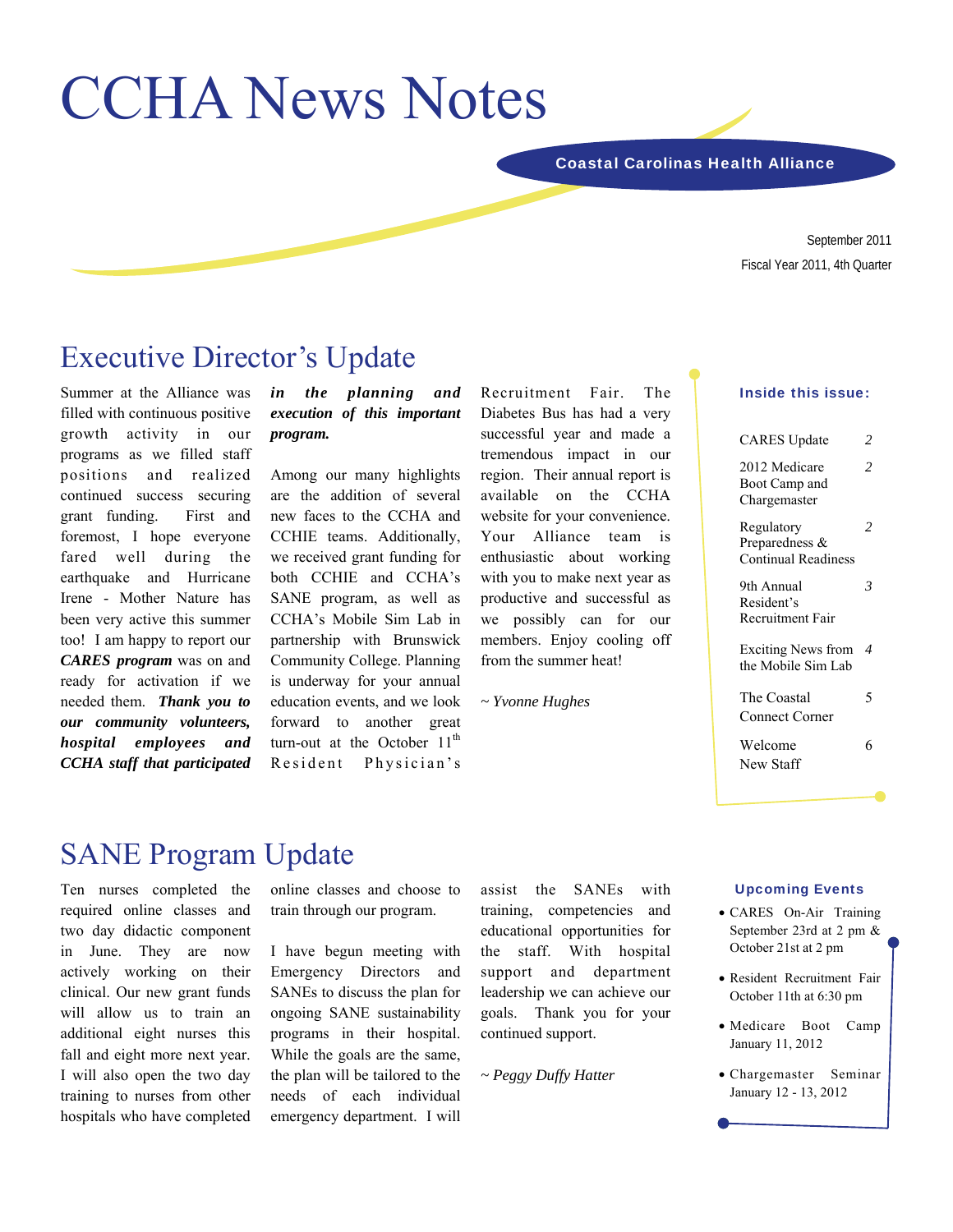# CCHA News Notes

**Coastal Carolinas Health Alliance**

September 2011

Fiscal Year 2011, 4th Quarter

## Executive Director's Update

Summer at the Alliance was filled with continuous positive growth activity in our programs as we filled staff positions and realized continued success securing grant funding. First and foremost, I hope everyone fared well during the earthquake and Hurricane Irene - Mother Nature has been very active this summer too! I am happy to report our ***CARES program*** was on and ready for activation if we needed them. ***Thank you to our community volunteers, hospital employees and CCHA staff that participated in the planning and execution of this important program.***

Among our many highlights are the addition of several new faces to the CCHA and CCHIE teams. Additionally, we received grant funding for both CCHIE and CCHA's SANE program, as well as CCHA's Mobile Sim Lab in partnership with Brunswick Community College. Planning is underway for your annual education events, and we look forward to another great turn-out at the October 11th Resident Physician's Recruitment Fair. The Diabetes Bus has had a very successful year and made a tremendous impact in our region. Their annual report is available on the CCHA website for your convenience. Your Alliance team is enthusiastic about working with you to make next year as productive and successful as we possibly can for our members. Enjoy cooling off from the summer heat!

*~ Yvonne Hughes*

### Inside this issue:

| | |
|---|---|
| CARES Update | 2 |
| 2012 Medicare Boot Camp and Chargemaster | 2 |
| Regulatory Preparedness & Continual Readiness | 2 |
| 9th Annual Resident's Recruitment Fair | 3 |
| Exciting News from the Mobile Sim Lab | 4 |
| The Coastal Connect Corner | 5 |
| Welcome New Staff | 6 |

## SANE Program Update

Ten nurses completed the required online classes and two day didactic component in June. They are now actively working on their clinical. Our new grant funds will allow us to train an additional eight nurses this fall and eight more next year. I will also open the two day training to nurses from other hospitals who have completed online classes and choose to train through our program.

I have begun meeting with Emergency Directors and SANEs to discuss the plan for ongoing SANE sustainability programs in their hospital. While the goals are the same, the plan will be tailored to the needs of each individual emergency department. I will assist the SANEs with training, competencies and educational opportunities for the staff. With hospital support and department leadership we can achieve our goals. Thank you for your continued support.

*~ Peggy Duffy Hatter*

### Upcoming Events

- CARES On-Air Training September 23rd at 2 pm & October 21st at 2 pm
- Resident Recruitment Fair October 11th at 6:30 pm
- Medicare Boot Camp January 11, 2012
- Chargemaster Seminar January 12 - 13, 2012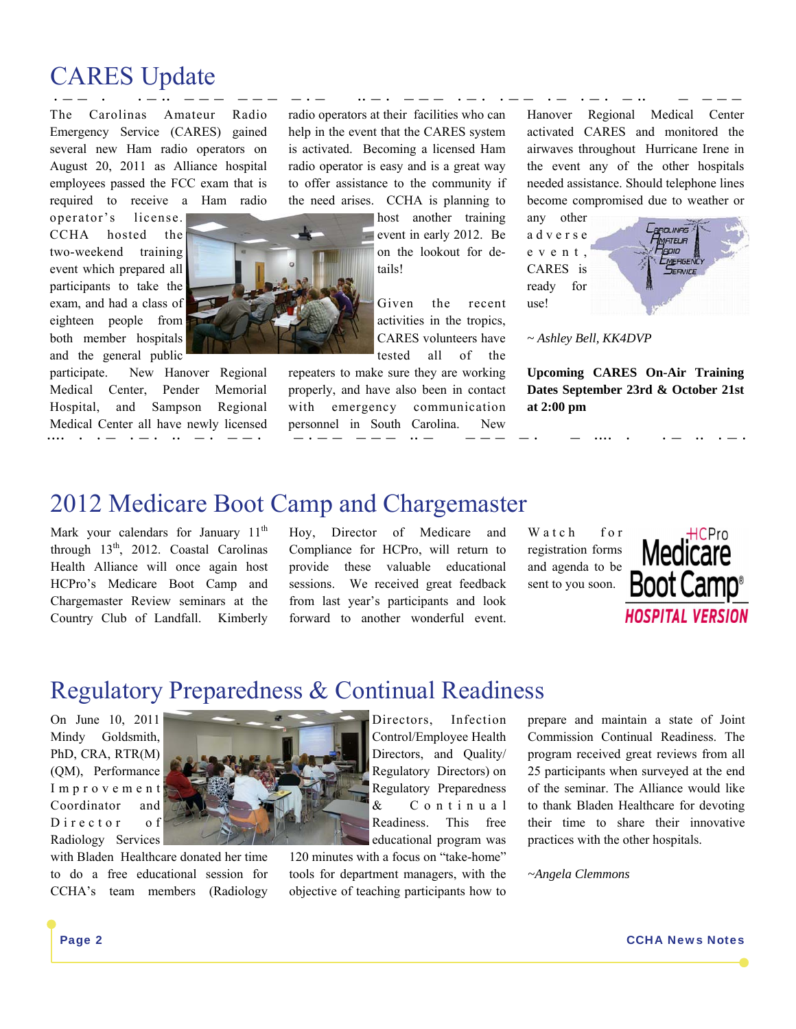# CARES Update

The Carolinas Amateur Radio Emergency Service (CARES) gained several new Ham radio operators on August 20, 2011 as Alliance hospital employees passed the FCC exam that is required to receive a Ham radio operator's license. CCHA hosted the two-weekend training event which prepared all participants to take the exam, and had a class of eighteen people from both member hospitals and the general public participate. New Hanover Regional Medical Center, Pender Memorial Hospital, and Sampson Regional Medical Center all have newly licensed radio operators at their facilities who can help in the event that the CARES system is activated. Becoming a licensed Ham radio operator is easy and is a great way to offer assistance to the community if the need arises. CCHA is planning to host another training event in early 2012. Be on the lookout for details!

Given the recent activities in the tropics, CARES volunteers have tested all of the repeaters to make sure they are working properly, and have also been in contact with emergency communication personnel in South Carolina. New Hanover Regional Medical Center activated CARES and monitored the airwaves throughout Hurricane Irene in the event any of the other hospitals needed assistance. Should telephone lines become compromised due to weather or any other adverse event, CARES is ready for use!

*~ Ashley Bell, KK4DVP*

**Upcoming CARES On-Air Training Dates September 23rd & October 21st at 2:00 pm**

# 2012 Medicare Boot Camp and Chargemaster

Mark your calendars for January 11th through 13th, 2012. Coastal Carolinas Health Alliance will once again host HCPro's Medicare Boot Camp and Chargemaster Review seminars at the Country Club of Landfall. Kimberly Hoy, Director of Medicare and Compliance for HCPro, will return to provide these valuable educational sessions. We received great feedback from last year's participants and look forward to another wonderful event.

Watch for registration forms and agenda to be sent to you soon.

# Regulatory Preparedness & Continual Readiness

On June 10, 2011 Mindy Goldsmith, PhD, CRA, RTR(M) (QM), Performance Improvement Coordinator and Director of Radiology Services with Bladen Healthcare donated her time to do a free educational session for CCHA's team members (Radiology Directors, Infection Control/Employee Health Directors, and Quality/Regulatory Directors) on Regulatory Preparedness & Continual Readiness. This free educational program was 120 minutes with a focus on "take-home" tools for department managers, with the objective of teaching participants how to prepare and maintain a state of Joint Commission Continual Readiness. The program received great reviews from all 25 participants when surveyed at the end of the seminar. The Alliance would like to thank Bladen Healthcare for devoting their time to share their innovative practices with the other hospitals.

*~Angela Clemmons*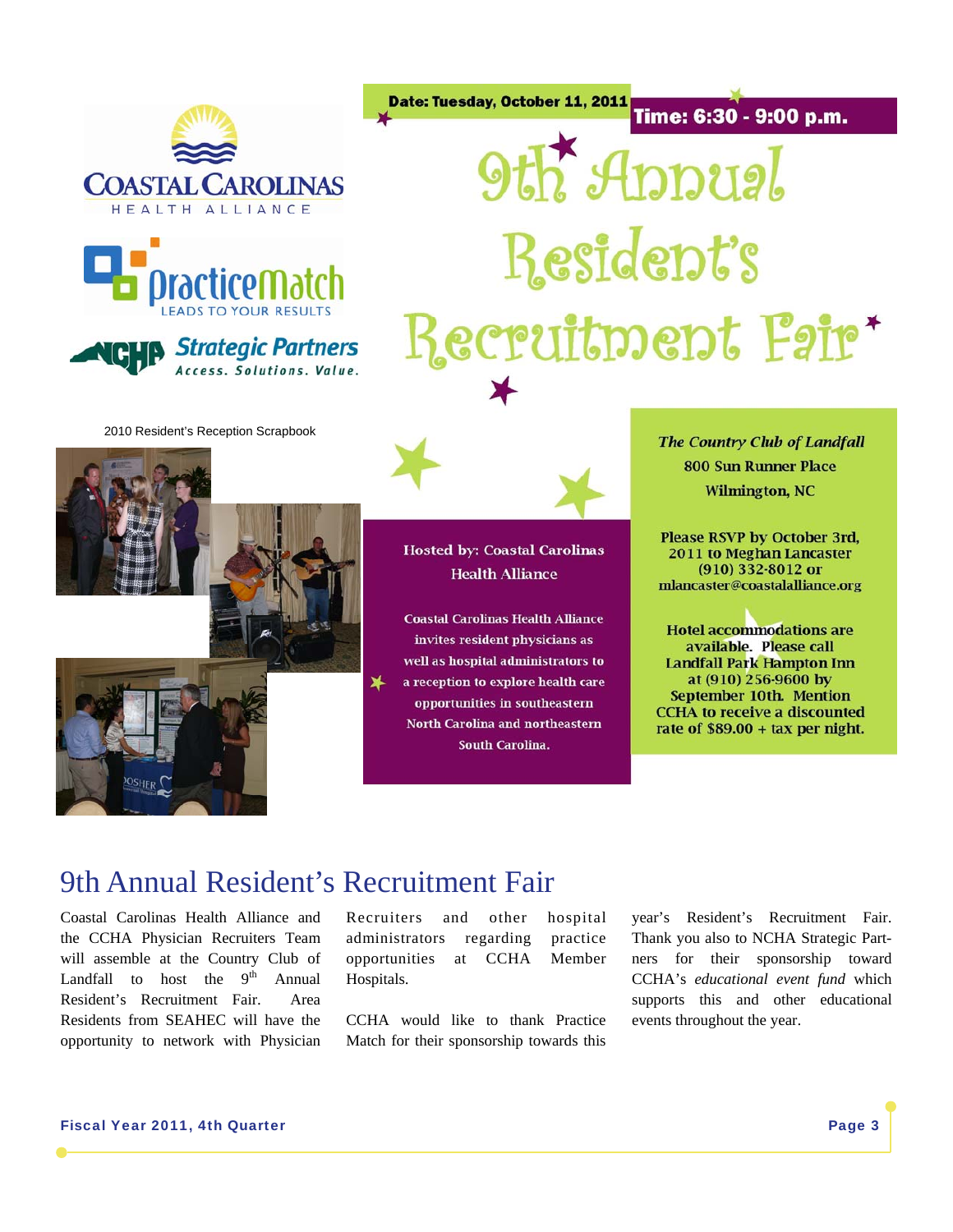Coastal Carolinas Health Alliance

PracticeMatch — Leads to your results

NCHA Strategic Partners — Access. Solutions. Value.

**Date: Tuesday, October 11, 2011**

**Time: 6:30 - 9:00 p.m.**

# 9th Annual Resident's Recruitment Fair

2010 Resident's Reception Scrapbook

**Hosted by: Coastal Carolinas Health Alliance**

Coastal Carolinas Health Alliance invites resident physicians as well as hospital administrators to a reception to explore health care opportunities in southeastern North Carolina and northeastern South Carolina.

***The Country Club of Landfall***
800 Sun Runner Place
Wilmington, NC

**Please RSVP by October 3rd, 2011 to Meghan Lancaster (910) 332-8012 or mlancaster@coastalalliance.org**

**Hotel accommodations are available. Please call Landfall Park Hampton Inn at (910) 256-9600 by September 10th. Mention CCHA to receive a discounted rate of $89.00 + tax per night.**

## 9th Annual Resident's Recruitment Fair

Coastal Carolinas Health Alliance and the CCHA Physician Recruiters Team will assemble at the Country Club of Landfall to host the 9th Annual Resident's Recruitment Fair. Area Residents from SEAHEC will have the opportunity to network with Physician Recruiters and other hospital administrators regarding practice opportunities at CCHA Member Hospitals.

CCHA would like to thank Practice Match for their sponsorship towards this year's Resident's Recruitment Fair. Thank you also to NCHA Strategic Partners for their sponsorship toward CCHA's *educational event fund* which supports this and other educational events throughout the year.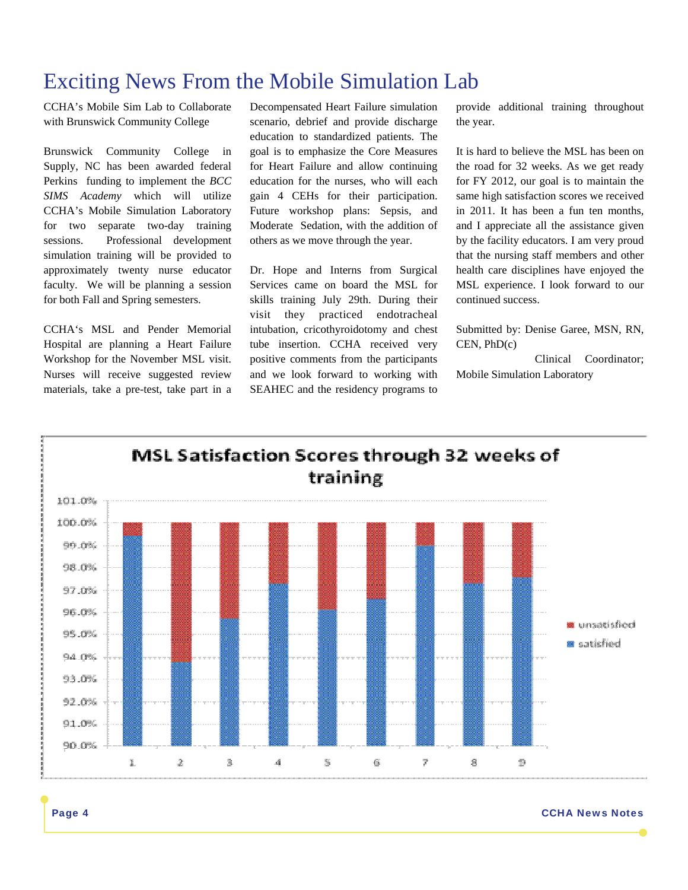# Exciting News From the Mobile Simulation Lab

CCHA's Mobile Sim Lab to Collaborate with Brunswick Community College

Brunswick Community College in Supply, NC has been awarded federal Perkins funding to implement the *BCC SIMS Academy* which will utilize CCHA's Mobile Simulation Laboratory for two separate two-day training sessions. Professional development simulation training will be provided to approximately twenty nurse educator faculty. We will be planning a session for both Fall and Spring semesters.

CCHA's MSL and Pender Memorial Hospital are planning a Heart Failure Workshop for the November MSL visit. Nurses will receive suggested review materials, take a pre-test, take part in a Decompensated Heart Failure simulation scenario, debrief and provide discharge education to standardized patients. The goal is to emphasize the Core Measures for Heart Failure and allow continuing education for the nurses, who will each gain 4 CEHs for their participation. Future workshop plans: Sepsis, and Moderate Sedation, with the addition of others as we move through the year.

Dr. Hope and Interns from Surgical Services came on board the MSL for skills training July 29th. During their visit they practiced endotracheal intubation, cricothyroidotomy and chest tube insertion. CCHA received very positive comments from the participants and we look forward to working with SEAHEC and the residency programs to provide additional training throughout the year.

It is hard to believe the MSL has been on the road for 32 weeks. As we get ready for FY 2012, our goal is to maintain the same high satisfaction scores we received in 2011. It has been a fun ten months, and I appreciate all the assistance given by the facility educators. I am very proud that the nursing staff members and other health care disciplines have enjoyed the MSL experience. I look forward to our continued success.

Submitted by: Denise Garee, MSN, RN, CEN, PhD(c)

Clinical Coordinator; Mobile Simulation Laboratory

**MSL Satisfaction Scores through 32 weeks of training**

| Week | satisfied (approx.) | unsatisfied (approx.) |
|---|---|---|
| 1 | 99.4% | 0.6% |
| 2 | 93.8% | 6.2% |
| 3 | 95.7% | 4.3% |
| 4 | 97.3% | 2.7% |
| 5 | 96.1% | 3.9% |
| 6 | 96.6% | 3.4% |
| 7 | 99.0% | 1.0% |
| 8 | 97.3% | 2.7% |
| 9 | 97.6% | 2.4% |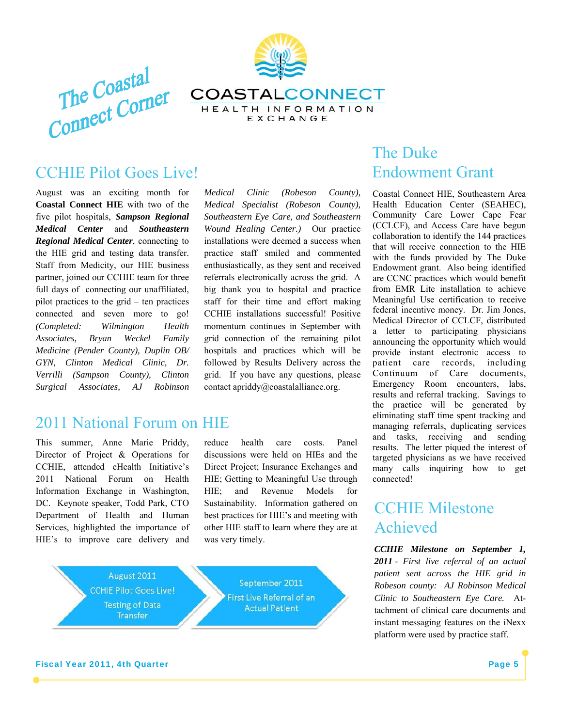# The Coastal Connect Corner

COASTALCONNECT
HEALTH INFORMATION EXCHANGE

## CCHIE Pilot Goes Live!

August was an exciting month for **Coastal Connect HIE** with two of the five pilot hospitals, ***Sampson Regional Medical Center*** and ***Southeastern Regional Medical Center***, connecting to the HIE grid and testing data transfer. Staff from Medicity, our HIE business partner, joined our CCHIE team for three full days of connecting our unaffiliated, pilot practices to the grid – ten practices connected and seven more to go! *(Completed: Wilmington Health Associates, Bryan Weckel Family Medicine (Pender County), Duplin OB/GYN, Clinton Medical Clinic, Dr. Verrilli (Sampson County), Clinton Surgical Associates, AJ Robinson Medical Clinic (Robeson County), Medical Specialist (Robeson County), Southeastern Eye Care, and Southeastern Wound Healing Center.)* Our practice installations were deemed a success when practice staff smiled and commented enthusiastically, as they sent and received referrals electronically across the grid. A big thank you to hospital and practice staff for their time and effort making CCHIE installations successful! Positive momentum continues in September with grid connection of the remaining pilot hospitals and practices which will be followed by Results Delivery across the grid. If you have any questions, please contact apriddy@coastalalliance.org.

## 2011 National Forum on HIE

This summer, Anne Marie Priddy, Director of Project & Operations for CCHIE, attended eHealth Initiative's 2011 National Forum on Health Information Exchange in Washington, DC. Keynote speaker, Todd Park, CTO Department of Health and Human Services, highlighted the importance of HIE's to improve care delivery and reduce health care costs. Panel discussions were held on HIEs and the Direct Project; Insurance Exchanges and HIE; Getting to Meaningful Use through HIE; and Revenue Models for Sustainability. Information gathered on best practices for HIE's and meeting with other HIE staff to learn where they are at was very timely.

August 2011
CCHIE Pilot Goes Live!
Testing of Data Transfer

September 2011
First Live Referral of an Actual Patient

## The Duke Endowment Grant

Coastal Connect HIE, Southeastern Area Health Education Center (SEAHEC), Community Care Lower Cape Fear (CCLCF), and Access Care have begun collaboration to identify the 144 practices that will receive connection to the HIE with the funds provided by The Duke Endowment grant. Also being identified are CCNC practices which would benefit from EMR Lite installation to achieve Meaningful Use certification to receive federal incentive money. Dr. Jim Jones, Medical Director of CCLCF, distributed a letter to participating physicians announcing the opportunity which would provide instant electronic access to patient care records, including Continuum of Care documents, Emergency Room encounters, labs, results and referral tracking. Savings to the practice will be generated by eliminating staff time spent tracking and managing referrals, duplicating services and tasks, receiving and sending results. The letter piqued the interest of targeted physicians as we have received many calls inquiring how to get connected!

## CCHIE Milestone Achieved

***CCHIE Milestone on September 1, 2011*** *- First live referral of an actual patient sent across the HIE grid in Robeson county: AJ Robinson Medical Clinic to Southeastern Eye Care.* Attachment of clinical care documents and instant messaging features on the iNexx platform were used by practice staff.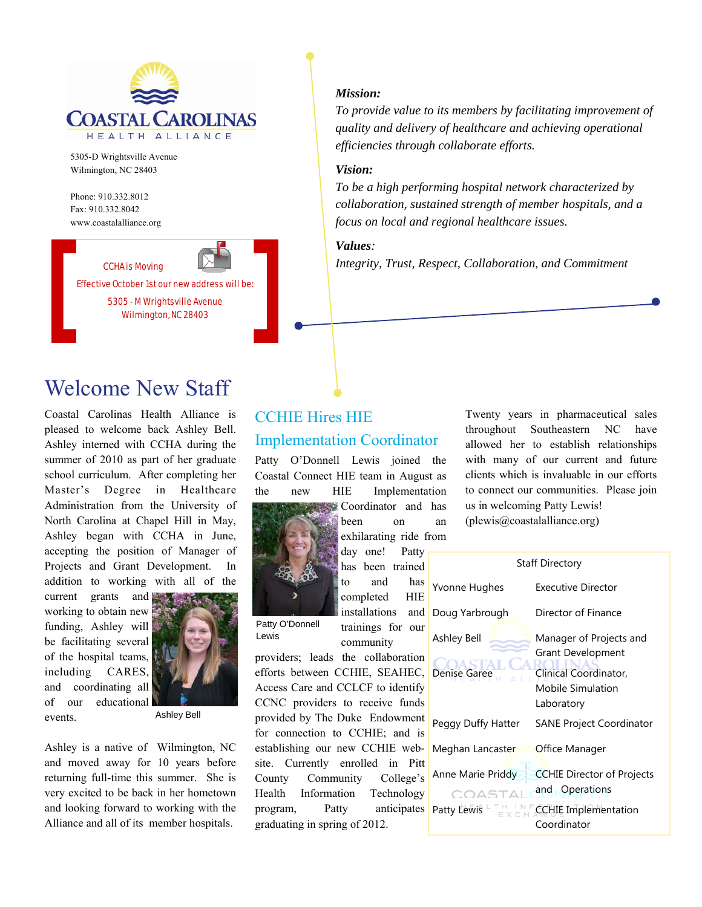COASTAL CAROLINAS
HEALTH ALLIANCE

5305-D Wrightsville Avenue
Wilmington, NC 28403

Phone: 910.332.8012
Fax: 910.332.8042
www.coastalalliance.org

CCHA is Moving

Effective October 1st our new address will be:

5305 - M Wrightsville Avenue
Wilmington, NC 28403

***Mission:***
*To provide value to its members by facilitating improvement of quality and delivery of healthcare and achieving operational efficiencies through collaborate efforts.*

***Vision:***
*To be a high performing hospital network characterized by collaboration, sustained strength of member hospitals, and a focus on local and regional healthcare issues.*

***Values:***
*Integrity, Trust, Respect, Collaboration, and Commitment*

# Welcome New Staff

Coastal Carolinas Health Alliance is pleased to welcome back Ashley Bell. Ashley interned with CCHA during the summer of 2010 as part of her graduate school curriculum. After completing her Master's Degree in Healthcare Administration from the University of North Carolina at Chapel Hill in May, Ashley began with CCHA in June, accepting the position of Manager of Projects and Grant Development. In addition to working with all of the current grants and working to obtain new funding, Ashley will be facilitating several of the hospital teams, including CARES, and coordinating all of our educational events.

Ashley Bell

Ashley is a native of Wilmington, NC and moved away for 10 years before returning full-time this summer. She is very excited to be back in her hometown and looking forward to working with the Alliance and all of its member hospitals.

## CCHIE Hires HIE Implementation Coordinator

Patty O'Donnell Lewis joined the Coastal Connect HIE team in August as the new HIE Implementation Coordinator and has been on an exhilarating ride from day one! Patty has been trained to and has completed HIE installations and trainings for our community providers; leads the collaboration efforts between CCHIE, SEAHEC, Access Care and CCLCF to identify CCNC providers to receive funds provided by The Duke Endowment for connection to CCHIE; and is establishing our new CCHIE website. Currently enrolled in Pitt County Community College's Health Information Technology program, Patty anticipates graduating in spring of 2012.

Patty O'Donnell Lewis

Twenty years in pharmaceutical sales throughout Southeastern NC have allowed her to establish relationships with many of our current and future clients which is invaluable in our efforts to connect our communities. Please join us in welcoming Patty Lewis! (plewis@coastalalliance.org)

**Staff Directory**

| | |
|---|---|
| Yvonne Hughes | Executive Director |
| Doug Yarbrough | Director of Finance |
| Ashley Bell | Manager of Projects and Grant Development |
| Denise Garee | Clinical Coordinator, Mobile Simulation Laboratory |
| Peggy Duffy Hatter | SANE Project Coordinator |
| Meghan Lancaster | Office Manager |
| Anne Marie Priddy | CCHIE Director of Projects and Operations |
| Patty Lewis | CCHIE Implementation Coordinator |